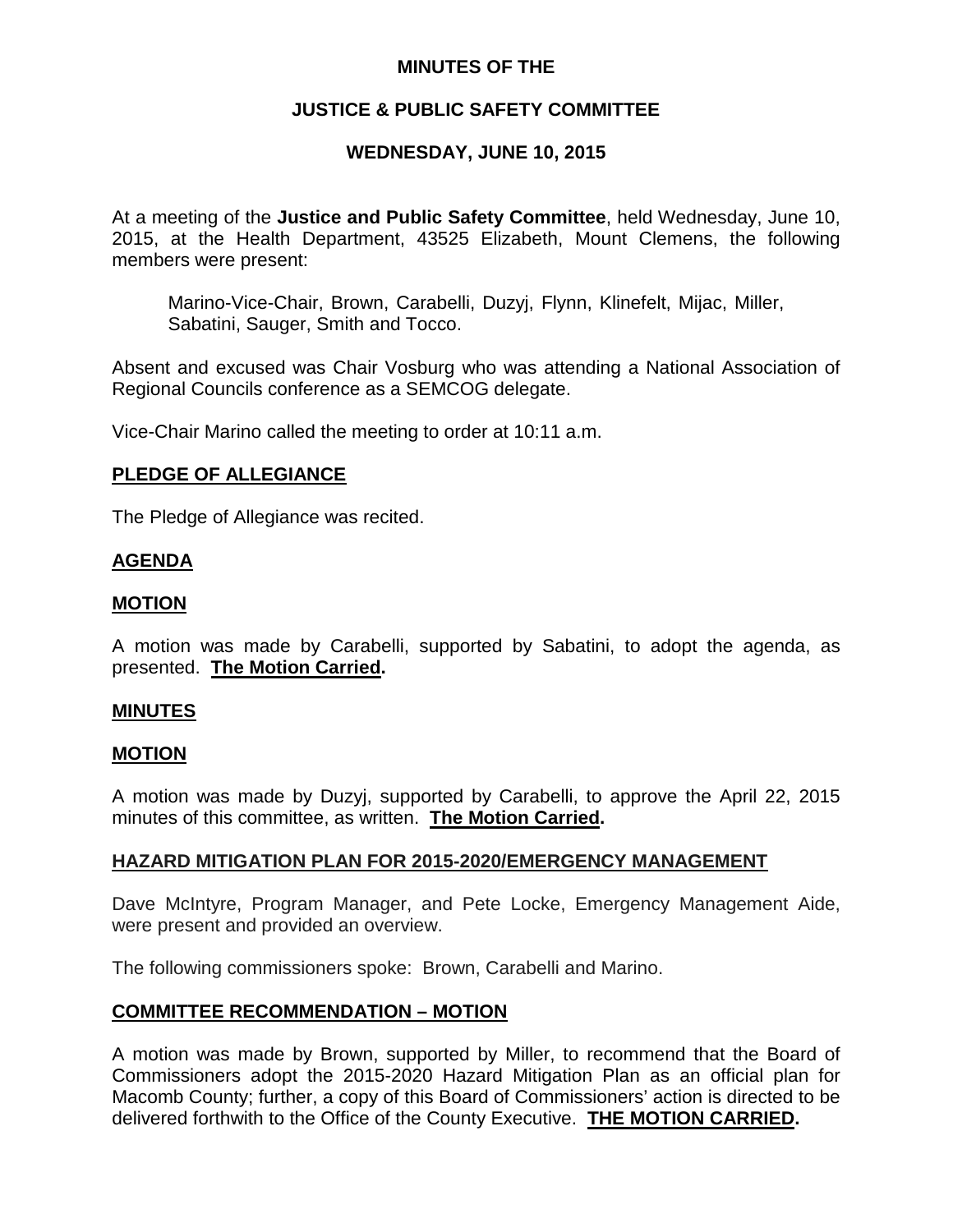**MINUTES OF THE**

**JUSTICE & PUBLIC SAFETY COMMITTEE**

**WEDNESDAY, JUNE 10, 2015**

At a meeting of the **Justice and Public Safety Committee**, held Wednesday, June 10, 2015, at the Health Department, 43525 Elizabeth, Mount Clemens, the following members were present:

> Marino-Vice-Chair, Brown, Carabelli, Duzyj, Flynn, Klinefelt, Mijac, Miller, Sabatini, Sauger, Smith and Tocco.

Absent and excused was Chair Vosburg who was attending a National Association of Regional Councils conference as a SEMCOG delegate.

Vice-Chair Marino called the meeting to order at 10:11 a.m.

## PLEDGE OF ALLEGIANCE

The Pledge of Allegiance was recited.

## AGENDA

### MOTION

A motion was made by Carabelli, supported by Sabatini, to adopt the agenda, as presented. **The Motion Carried.**

## MINUTES

### MOTION

A motion was made by Duzyj, supported by Carabelli, to approve the April 22, 2015 minutes of this committee, as written. **The Motion Carried.**

## HAZARD MITIGATION PLAN FOR 2015-2020/EMERGENCY MANAGEMENT

Dave McIntyre, Program Manager, and Pete Locke, Emergency Management Aide, were present and provided an overview.

The following commissioners spoke: Brown, Carabelli and Marino.

### COMMITTEE RECOMMENDATION – MOTION

A motion was made by Brown, supported by Miller, to recommend that the Board of Commissioners adopt the 2015-2020 Hazard Mitigation Plan as an official plan for Macomb County; further, a copy of this Board of Commissioners' action is directed to be delivered forthwith to the Office of the County Executive. **THE MOTION CARRIED.**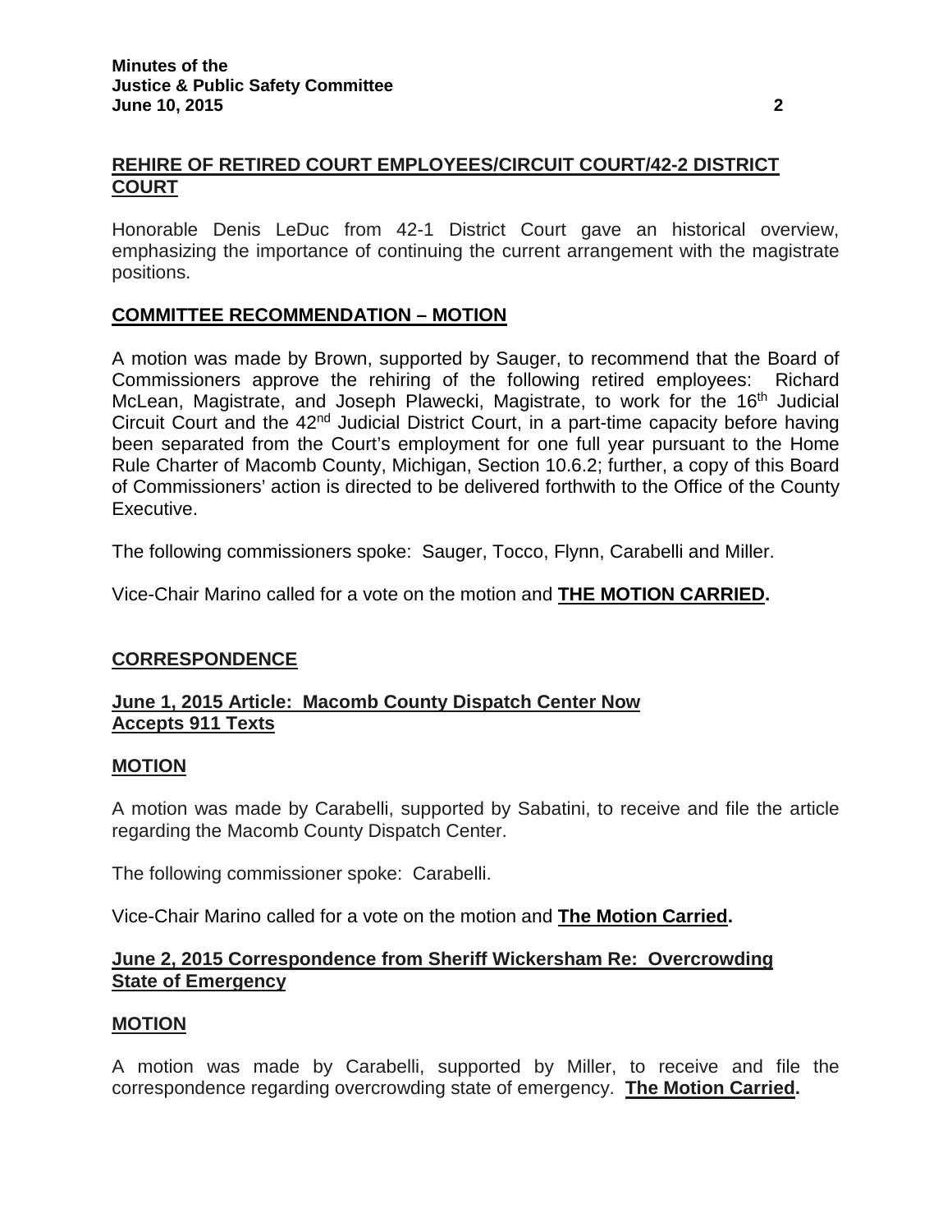**REHIRE OF RETIRED COURT EMPLOYEES/CIRCUIT COURT/42-2 DISTRICT COURT**

Honorable Denis LeDuc from 42-1 District Court gave an historical overview, emphasizing the importance of continuing the current arrangement with the magistrate positions.

**COMMITTEE RECOMMENDATION – MOTION**

A motion was made by Brown, supported by Sauger, to recommend that the Board of Commissioners approve the rehiring of the following retired employees: Richard McLean, Magistrate, and Joseph Plawecki, Magistrate, to work for the 16th Judicial Circuit Court and the 42nd Judicial District Court, in a part-time capacity before having been separated from the Court's employment for one full year pursuant to the Home Rule Charter of Macomb County, Michigan, Section 10.6.2; further, a copy of this Board of Commissioners' action is directed to be delivered forthwith to the Office of the County Executive.

The following commissioners spoke: Sauger, Tocco, Flynn, Carabelli and Miller.

Vice-Chair Marino called for a vote on the motion and **THE MOTION CARRIED.**

**CORRESPONDENCE**

**June 1, 2015 Article: Macomb County Dispatch Center Now Accepts 911 Texts**

**MOTION**

A motion was made by Carabelli, supported by Sabatini, to receive and file the article regarding the Macomb County Dispatch Center.

The following commissioner spoke: Carabelli.

Vice-Chair Marino called for a vote on the motion and **The Motion Carried.**

**June 2, 2015 Correspondence from Sheriff Wickersham Re: Overcrowding State of Emergency**

**MOTION**

A motion was made by Carabelli, supported by Miller, to receive and file the correspondence regarding overcrowding state of emergency. **The Motion Carried.**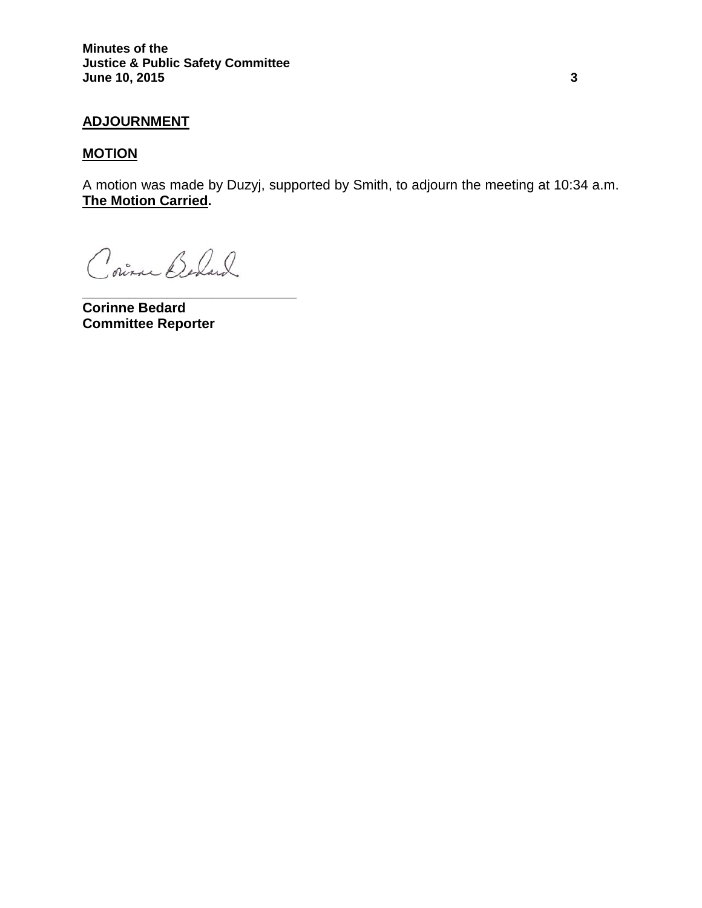**ADJOURNMENT**

**MOTION**

A motion was made by Duzyj, supported by Smith, to adjourn the meeting at 10:34 a.m. **The Motion Carried.**

\_\_\_\_\_\_\_\_\_\_\_\_\_\_\_\_\_\_\_\_\_\_\_\_\_\_\_\_\_\_

**Corinne Bedard**
**Committee Reporter**